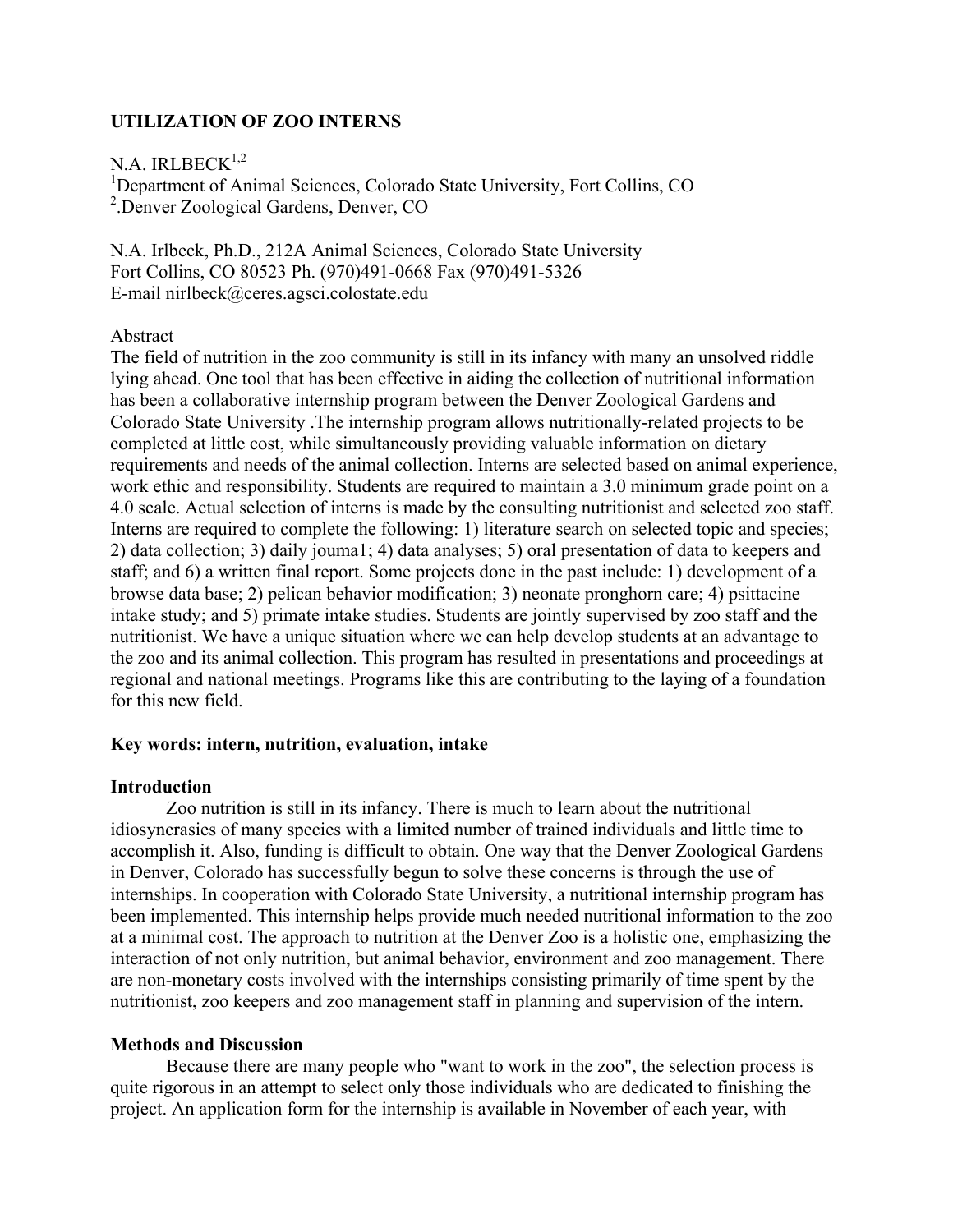# UTILIZATION OF ZOO INTERNS

N.A. IRLBECK[1,2]

[1]Department of Animal Sciences, Colorado State University, Fort Collins, CO
[2].Denver Zoological Gardens, Denver, CO

N.A. Irlbeck, Ph.D., 212A Animal Sciences, Colorado State University
Fort Collins, CO 80523 Ph. (970)491-0668 Fax (970)491-5326
E-mail nirlbeck@ceres.agsci.colostate.edu

Abstract

The field of nutrition in the zoo community is still in its infancy with many an unsolved riddle lying ahead. One tool that has been effective in aiding the collection of nutritional information has been a collaborative internship program between the Denver Zoological Gardens and Colorado State University .The internship program allows nutritionally-related projects to be completed at little cost, while simultaneously providing valuable information on dietary requirements and needs of the animal collection. Interns are selected based on animal experience, work ethic and responsibility. Students are required to maintain a 3.0 minimum grade point on a 4.0 scale. Actual selection of interns is made by the consulting nutritionist and selected zoo staff. Interns are required to complete the following: 1) literature search on selected topic and species; 2) data collection; 3) daily jouma1; 4) data analyses; 5) oral presentation of data to keepers and staff; and 6) a written final report. Some projects done in the past include: 1) development of a browse data base; 2) pelican behavior modification; 3) neonate pronghorn care; 4) psittacine intake study; and 5) primate intake studies. Students are jointly supervised by zoo staff and the nutritionist. We have a unique situation where we can help develop students at an advantage to the zoo and its animal collection. This program has resulted in presentations and proceedings at regional and national meetings. Programs like this are contributing to the laying of a foundation for this new field.

**Key words: intern, nutrition, evaluation, intake**

## Introduction

Zoo nutrition is still in its infancy. There is much to learn about the nutritional idiosyncrasies of many species with a limited number of trained individuals and little time to accomplish it. Also, funding is difficult to obtain. One way that the Denver Zoological Gardens in Denver, Colorado has successfully begun to solve these concerns is through the use of internships. In cooperation with Colorado State University, a nutritional internship program has been implemented. This internship helps provide much needed nutritional information to the zoo at a minimal cost. The approach to nutrition at the Denver Zoo is a holistic one, emphasizing the interaction of not only nutrition, but animal behavior, environment and zoo management. There are non-monetary costs involved with the internships consisting primarily of time spent by the nutritionist, zoo keepers and zoo management staff in planning and supervision of the intern.

## Methods and Discussion

Because there are many people who "want to work in the zoo", the selection process is quite rigorous in an attempt to select only those individuals who are dedicated to finishing the project. An application form for the internship is available in November of each year, with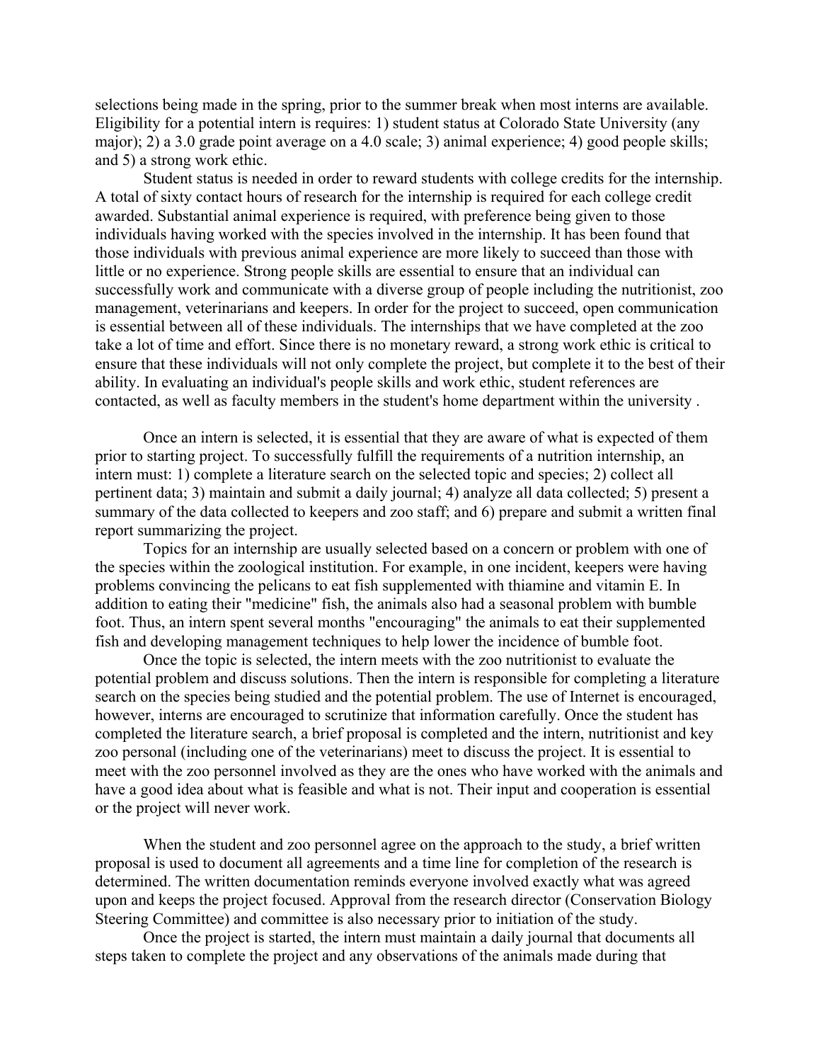selections being made in the spring, prior to the summer break when most interns are available. Eligibility for a potential intern is requires: 1) student status at Colorado State University (any major); 2) a 3.0 grade point average on a 4.0 scale; 3) animal experience; 4) good people skills; and 5) a strong work ethic.

Student status is needed in order to reward students with college credits for the internship. A total of sixty contact hours of research for the internship is required for each college credit awarded. Substantial animal experience is required, with preference being given to those individuals having worked with the species involved in the internship. It has been found that those individuals with previous animal experience are more likely to succeed than those with little or no experience. Strong people skills are essential to ensure that an individual can successfully work and communicate with a diverse group of people including the nutritionist, zoo management, veterinarians and keepers. In order for the project to succeed, open communication is essential between all of these individuals. The internships that we have completed at the zoo take a lot of time and effort. Since there is no monetary reward, a strong work ethic is critical to ensure that these individuals will not only complete the project, but complete it to the best of their ability. In evaluating an individual's people skills and work ethic, student references are contacted, as well as faculty members in the student's home department within the university .

Once an intern is selected, it is essential that they are aware of what is expected of them prior to starting project. To successfully fulfill the requirements of a nutrition internship, an intern must: 1) complete a literature search on the selected topic and species; 2) collect all pertinent data; 3) maintain and submit a daily journal; 4) analyze all data collected; 5) present a summary of the data collected to keepers and zoo staff; and 6) prepare and submit a written final report summarizing the project.

Topics for an internship are usually selected based on a concern or problem with one of the species within the zoological institution. For example, in one incident, keepers were having problems convincing the pelicans to eat fish supplemented with thiamine and vitamin E. In addition to eating their "medicine" fish, the animals also had a seasonal problem with bumble foot. Thus, an intern spent several months "encouraging" the animals to eat their supplemented fish and developing management techniques to help lower the incidence of bumble foot.

Once the topic is selected, the intern meets with the zoo nutritionist to evaluate the potential problem and discuss solutions. Then the intern is responsible for completing a literature search on the species being studied and the potential problem. The use of Internet is encouraged, however, interns are encouraged to scrutinize that information carefully. Once the student has completed the literature search, a brief proposal is completed and the intern, nutritionist and key zoo personal (including one of the veterinarians) meet to discuss the project. It is essential to meet with the zoo personnel involved as they are the ones who have worked with the animals and have a good idea about what is feasible and what is not. Their input and cooperation is essential or the project will never work.

When the student and zoo personnel agree on the approach to the study, a brief written proposal is used to document all agreements and a time line for completion of the research is determined. The written documentation reminds everyone involved exactly what was agreed upon and keeps the project focused. Approval from the research director (Conservation Biology Steering Committee) and committee is also necessary prior to initiation of the study.

Once the project is started, the intern must maintain a daily journal that documents all steps taken to complete the project and any observations of the animals made during that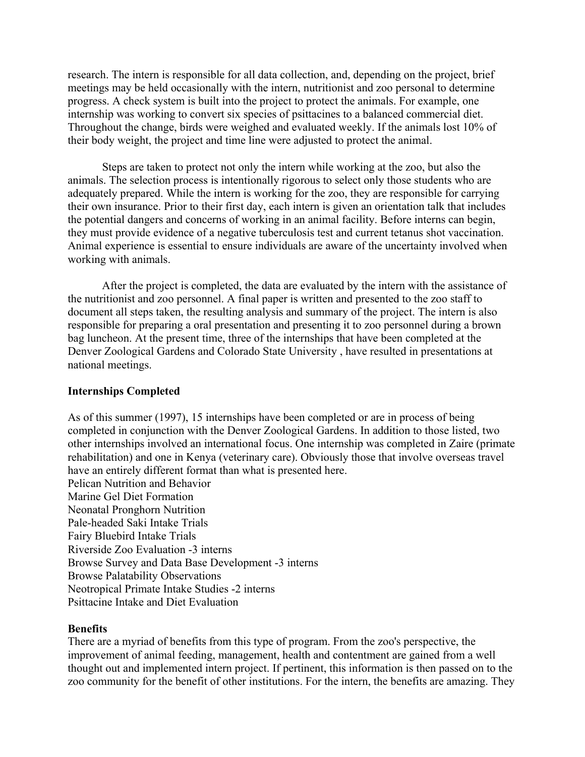research. The intern is responsible for all data collection, and, depending on the project, brief meetings may be held occasionally with the intern, nutritionist and zoo personal to determine progress. A check system is built into the project to protect the animals. For example, one internship was working to convert six species of psittacines to a balanced commercial diet. Throughout the change, birds were weighed and evaluated weekly. If the animals lost 10% of their body weight, the project and time line were adjusted to protect the animal.

Steps are taken to protect not only the intern while working at the zoo, but also the animals. The selection process is intentionally rigorous to select only those students who are adequately prepared. While the intern is working for the zoo, they are responsible for carrying their own insurance. Prior to their first day, each intern is given an orientation talk that includes the potential dangers and concerns of working in an animal facility. Before interns can begin, they must provide evidence of a negative tuberculosis test and current tetanus shot vaccination. Animal experience is essential to ensure individuals are aware of the uncertainty involved when working with animals.

After the project is completed, the data are evaluated by the intern with the assistance of the nutritionist and zoo personnel. A final paper is written and presented to the zoo staff to document all steps taken, the resulting analysis and summary of the project. The intern is also responsible for preparing a oral presentation and presenting it to zoo personnel during a brown bag luncheon. At the present time, three of the internships that have been completed at the Denver Zoological Gardens and Colorado State University , have resulted in presentations at national meetings.

**Internships Completed**

As of this summer (1997), 15 internships have been completed or are in process of being completed in conjunction with the Denver Zoological Gardens. In addition to those listed, two other internships involved an international focus. One internship was completed in Zaire (primate rehabilitation) and one in Kenya (veterinary care). Obviously those that involve overseas travel have an entirely different format than what is presented here.

Pelican Nutrition and Behavior  
Marine Gel Diet Formation  
Neonatal Pronghorn Nutrition  
Pale-headed Saki Intake Trials  
Fairy Bluebird Intake Trials  
Riverside Zoo Evaluation -3 interns  
Browse Survey and Data Base Development -3 interns  
Browse Palatability Observations  
Neotropical Primate Intake Studies -2 interns  
Psittacine Intake and Diet Evaluation

**Benefits**

There are a myriad of benefits from this type of program. From the zoo's perspective, the improvement of animal feeding, management, health and contentment are gained from a well thought out and implemented intern project. If pertinent, this information is then passed on to the zoo community for the benefit of other institutions. For the intern, the benefits are amazing. They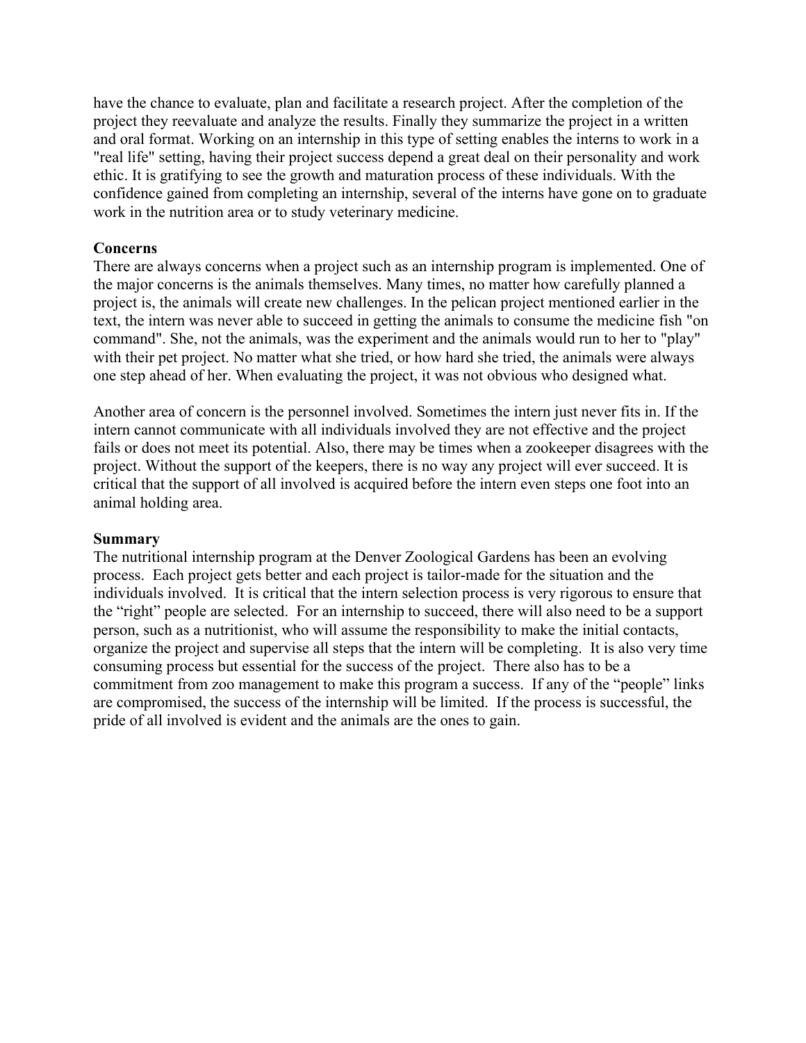have the chance to evaluate, plan and facilitate a research project. After the completion of the project they reevaluate and analyze the results. Finally they summarize the project in a written and oral format. Working on an internship in this type of setting enables the interns to work in a "real life" setting, having their project success depend a great deal on their personality and work ethic. It is gratifying to see the growth and maturation process of these individuals. With the confidence gained from completing an internship, several of the interns have gone on to graduate work in the nutrition area or to study veterinary medicine.

**Concerns**

There are always concerns when a project such as an internship program is implemented. One of the major concerns is the animals themselves. Many times, no matter how carefully planned a project is, the animals will create new challenges. In the pelican project mentioned earlier in the text, the intern was never able to succeed in getting the animals to consume the medicine fish "on command". She, not the animals, was the experiment and the animals would run to her to "play" with their pet project. No matter what she tried, or how hard she tried, the animals were always one step ahead of her. When evaluating the project, it was not obvious who designed what.

Another area of concern is the personnel involved. Sometimes the intern just never fits in. If the intern cannot communicate with all individuals involved they are not effective and the project fails or does not meet its potential. Also, there may be times when a zookeeper disagrees with the project. Without the support of the keepers, there is no way any project will ever succeed. It is critical that the support of all involved is acquired before the intern even steps one foot into an animal holding area.

**Summary**

The nutritional internship program at the Denver Zoological Gardens has been an evolving process. Each project gets better and each project is tailor-made for the situation and the individuals involved. It is critical that the intern selection process is very rigorous to ensure that the "right" people are selected. For an internship to succeed, there will also need to be a support person, such as a nutritionist, who will assume the responsibility to make the initial contacts, organize the project and supervise all steps that the intern will be completing. It is also very time consuming process but essential for the success of the project. There also has to be a commitment from zoo management to make this program a success. If any of the "people" links are compromised, the success of the internship will be limited. If the process is successful, the pride of all involved is evident and the animals are the ones to gain.